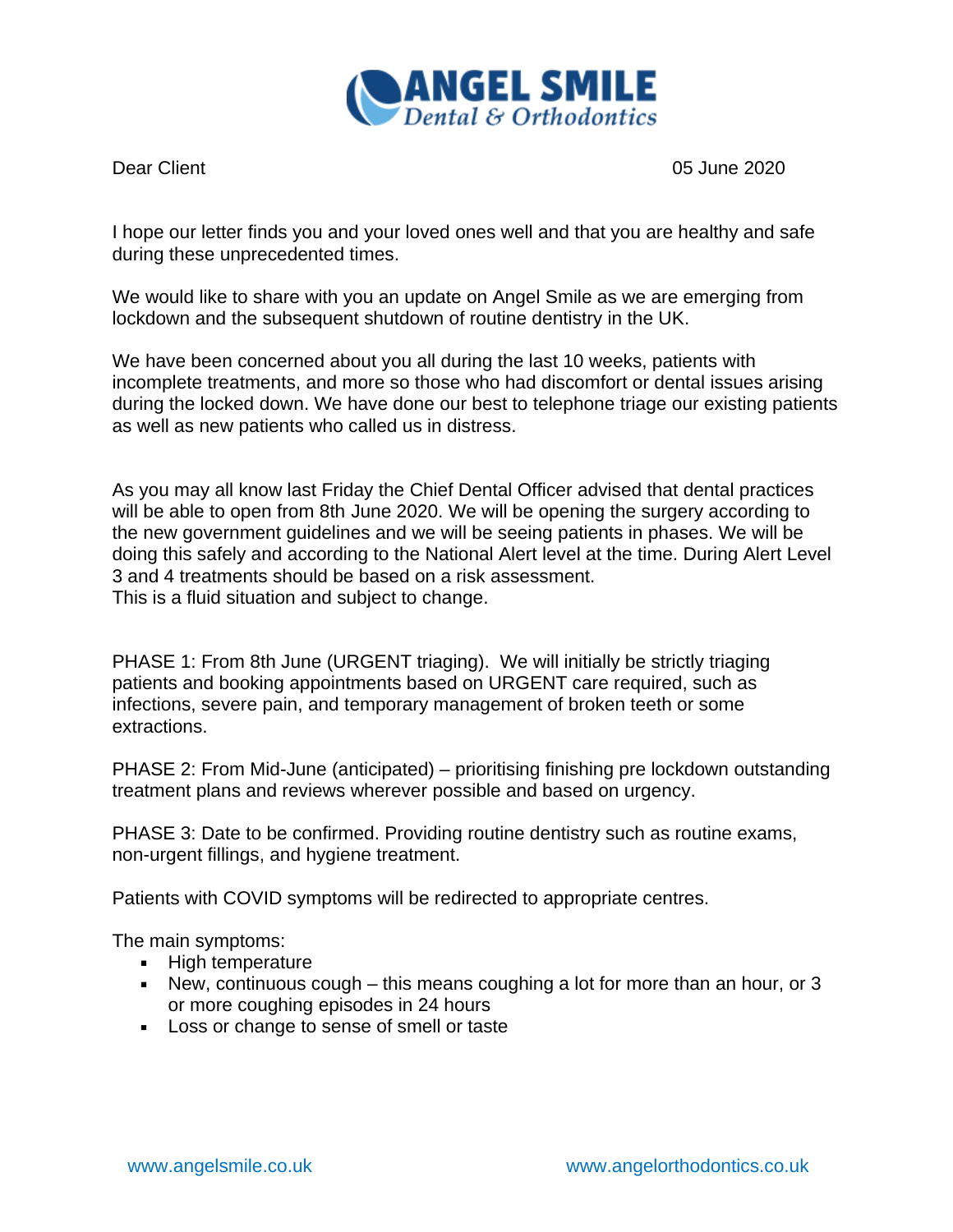**ANGEL SMILE**
*Dental & Orthodontics*

Dear Client 05 June 2020

I hope our letter finds you and your loved ones well and that you are healthy and safe during these unprecedented times.

We would like to share with you an update on Angel Smile as we are emerging from lockdown and the subsequent shutdown of routine dentistry in the UK.

We have been concerned about you all during the last 10 weeks, patients with incomplete treatments, and more so those who had discomfort or dental issues arising during the locked down. We have done our best to telephone triage our existing patients as well as new patients who called us in distress.

As you may all know last Friday the Chief Dental Officer advised that dental practices will be able to open from 8th June 2020. We will be opening the surgery according to the new government guidelines and we will be seeing patients in phases. We will be doing this safely and according to the National Alert level at the time. During Alert Level 3 and 4 treatments should be based on a risk assessment.
This is a fluid situation and subject to change.

PHASE 1: From 8th June (URGENT triaging). We will initially be strictly triaging patients and booking appointments based on URGENT care required, such as infections, severe pain, and temporary management of broken teeth or some extractions.

PHASE 2: From Mid-June (anticipated) – prioritising finishing pre lockdown outstanding treatment plans and reviews wherever possible and based on urgency.

PHASE 3: Date to be confirmed. Providing routine dentistry such as routine exams, non-urgent fillings, and hygiene treatment.

Patients with COVID symptoms will be redirected to appropriate centres.

The main symptoms:

- High temperature
- New, continuous cough – this means coughing a lot for more than an hour, or 3 or more coughing episodes in 24 hours
- Loss or change to sense of smell or taste

www.angelsmile.co.uk www.angelorthodontics.co.uk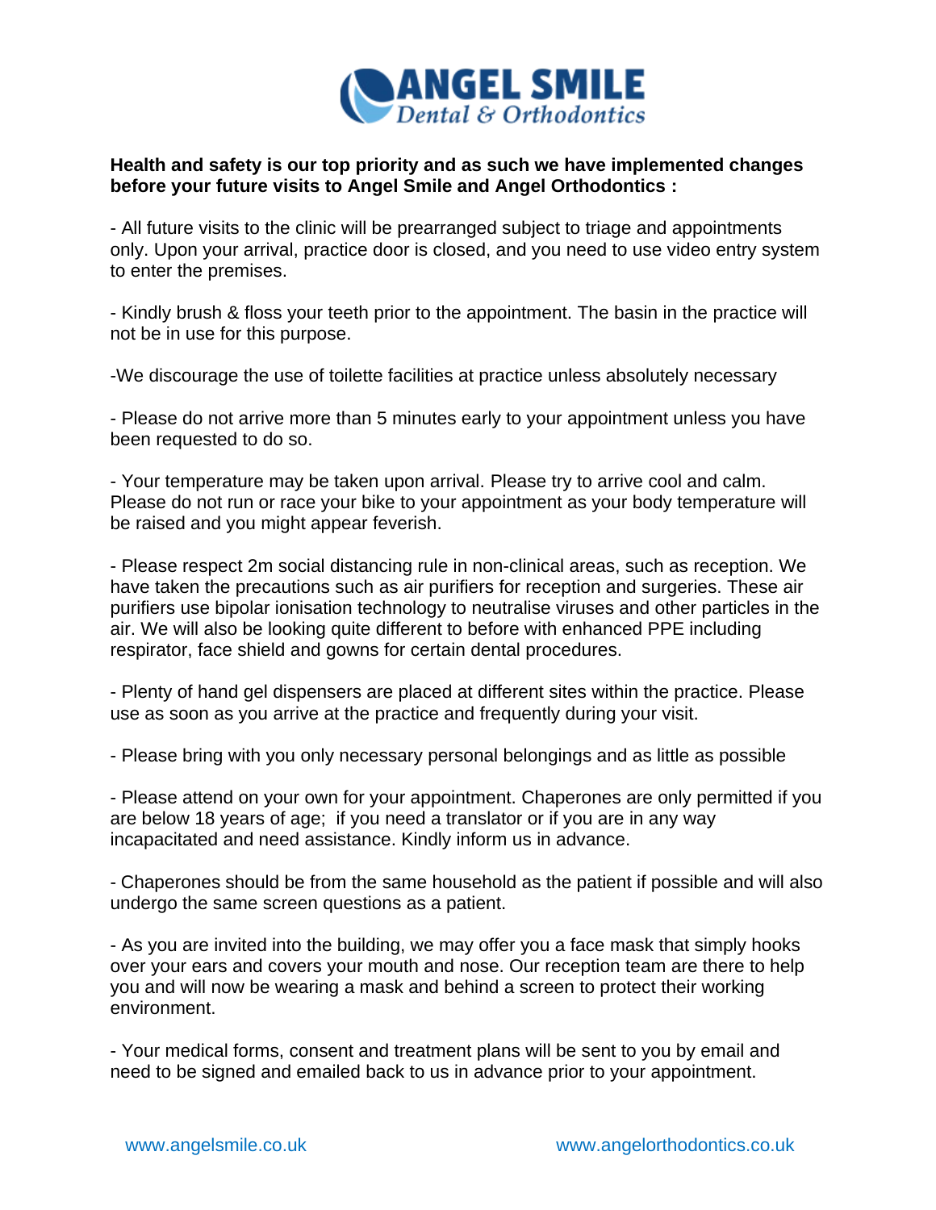# ANGEL SMILE
*Dental & Orthodontics*

**Health and safety is our top priority and as such we have implemented changes before your future visits to Angel Smile and Angel Orthodontics :**

- All future visits to the clinic will be prearranged subject to triage and appointments only. Upon your arrival, practice door is closed, and you need to use video entry system to enter the premises.

- Kindly brush & floss your teeth prior to the appointment. The basin in the practice will not be in use for this purpose.

-We discourage the use of toilette facilities at practice unless absolutely necessary

- Please do not arrive more than 5 minutes early to your appointment unless you have been requested to do so.

- Your temperature may be taken upon arrival. Please try to arrive cool and calm. Please do not run or race your bike to your appointment as your body temperature will be raised and you might appear feverish.

- Please respect 2m social distancing rule in non-clinical areas, such as reception. We have taken the precautions such as air purifiers for reception and surgeries. These air purifiers use bipolar ionisation technology to neutralise viruses and other particles in the air. We will also be looking quite different to before with enhanced PPE including respirator, face shield and gowns for certain dental procedures.

- Plenty of hand gel dispensers are placed at different sites within the practice. Please use as soon as you arrive at the practice and frequently during your visit.

- Please bring with you only necessary personal belongings and as little as possible

- Please attend on your own for your appointment. Chaperones are only permitted if you are below 18 years of age; if you need a translator or if you are in any way incapacitated and need assistance. Kindly inform us in advance.

- Chaperones should be from the same household as the patient if possible and will also undergo the same screen questions as a patient.

- As you are invited into the building, we may offer you a face mask that simply hooks over your ears and covers your mouth and nose. Our reception team are there to help you and will now be wearing a mask and behind a screen to protect their working environment.

- Your medical forms, consent and treatment plans will be sent to you by email and need to be signed and emailed back to us in advance prior to your appointment.

www.angelsmile.co.uk www.angelorthodontics.co.uk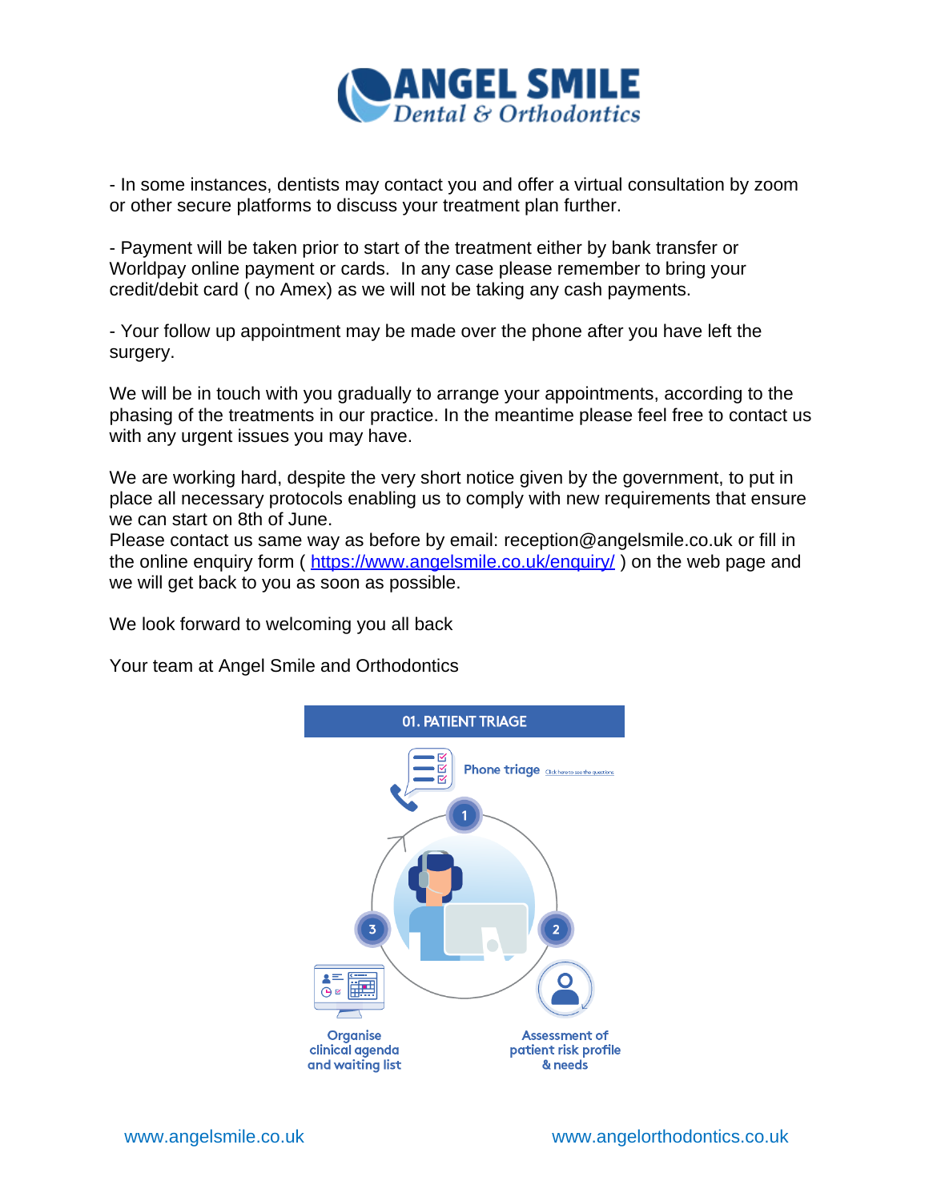- In some instances, dentists may contact you and offer a virtual consultation by zoom or other secure platforms to discuss your treatment plan further.

- Payment will be taken prior to start of the treatment either by bank transfer or Worldpay online payment or cards. In any case please remember to bring your credit/debit card ( no Amex) as we will not be taking any cash payments.

- Your follow up appointment may be made over the phone after you have left the surgery.

We will be in touch with you gradually to arrange your appointments, according to the phasing of the treatments in our practice. In the meantime please feel free to contact us with any urgent issues you may have.

We are working hard, despite the very short notice given by the government, to put in place all necessary protocols enabling us to comply with new requirements that ensure we can start on 8th of June.
Please contact us same way as before by email: reception@angelsmile.co.uk or fill in the online enquiry form ( [https://www.angelsmile.co.uk/enquiry/](https://www.angelsmile.co.uk/enquiry/) ) on the web page and we will get back to you as soon as possible.

We look forward to welcoming you all back

Your team at Angel Smile and Orthodontics

01. PATIENT TRIAGE

1 Phone triage Click here to see the questions

2 Assessment of patient risk profile & needs

3 Organise clinical agenda and waiting list

www.angelsmile.co.uk www.angelorthodontics.co.uk